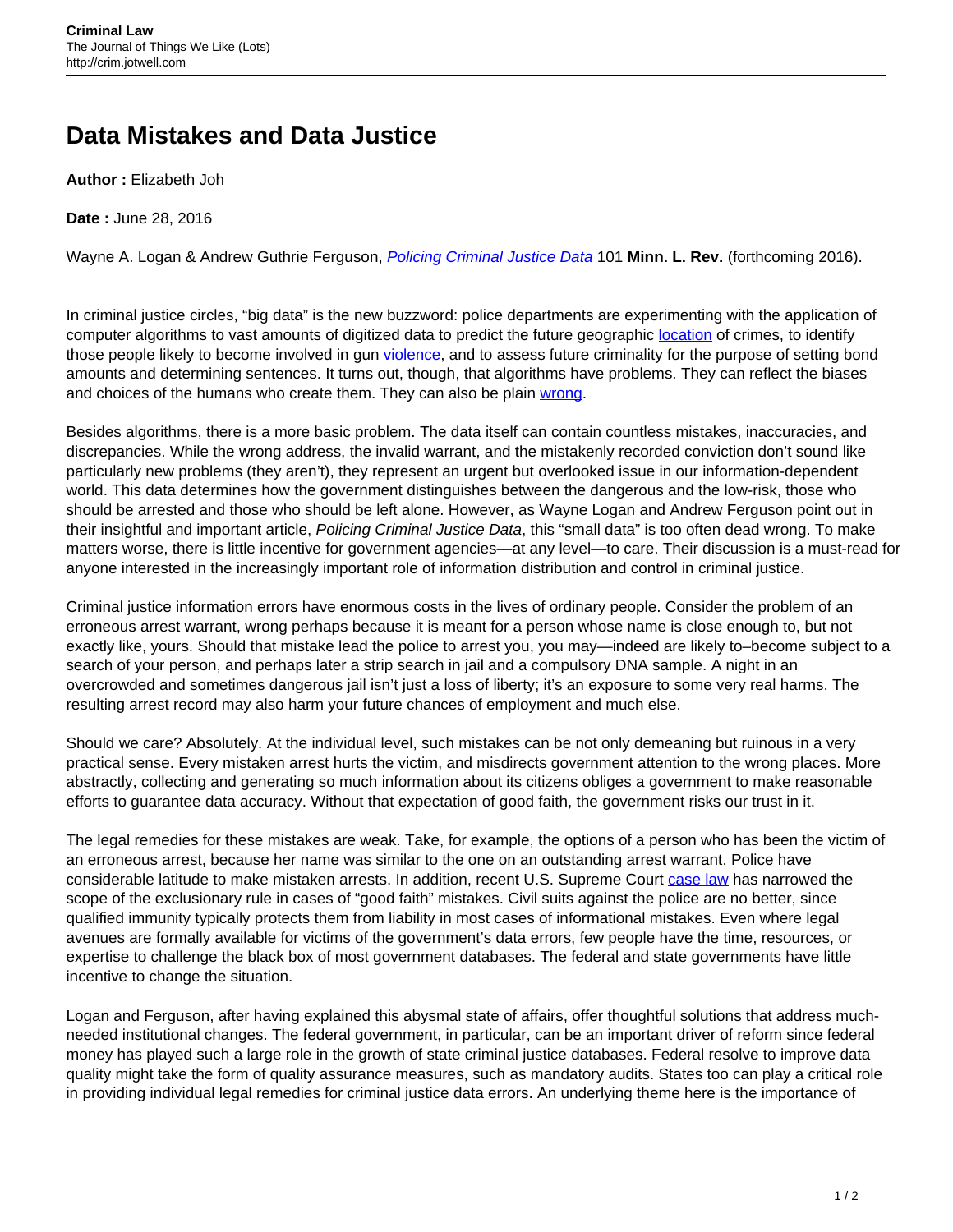# Data Mistakes and Data Justice

**Author :** Elizabeth Joh

**Date :** June 28, 2016

Wayne A. Logan & Andrew Guthrie Ferguson, *Policing Criminal Justice Data* 101 **Minn. L. Rev.** (forthcoming 2016).

In criminal justice circles, "big data" is the new buzzword: police departments are experimenting with the application of computer algorithms to vast amounts of digitized data to predict the future geographic location of crimes, to identify those people likely to become involved in gun violence, and to assess future criminality for the purpose of setting bond amounts and determining sentences. It turns out, though, that algorithms have problems. They can reflect the biases and choices of the humans who create them. They can also be plain wrong.

Besides algorithms, there is a more basic problem. The data itself can contain countless mistakes, inaccuracies, and discrepancies. While the wrong address, the invalid warrant, and the mistakenly recorded conviction don't sound like particularly new problems (they aren't), they represent an urgent but overlooked issue in our information-dependent world. This data determines how the government distinguishes between the dangerous and the low-risk, those who should be arrested and those who should be left alone. However, as Wayne Logan and Andrew Ferguson point out in their insightful and important article, *Policing Criminal Justice Data*, this "small data" is too often dead wrong. To make matters worse, there is little incentive for government agencies—at any level—to care. Their discussion is a must-read for anyone interested in the increasingly important role of information distribution and control in criminal justice.

Criminal justice information errors have enormous costs in the lives of ordinary people. Consider the problem of an erroneous arrest warrant, wrong perhaps because it is meant for a person whose name is close enough to, but not exactly like, yours. Should that mistake lead the police to arrest you, you may—indeed are likely to–become subject to a search of your person, and perhaps later a strip search in jail and a compulsory DNA sample. A night in an overcrowded and sometimes dangerous jail isn't just a loss of liberty; it's an exposure to some very real harms. The resulting arrest record may also harm your future chances of employment and much else.

Should we care? Absolutely. At the individual level, such mistakes can be not only demeaning but ruinous in a very practical sense. Every mistaken arrest hurts the victim, and misdirects government attention to the wrong places. More abstractly, collecting and generating so much information about its citizens obliges a government to make reasonable efforts to guarantee data accuracy. Without that expectation of good faith, the government risks our trust in it.

The legal remedies for these mistakes are weak. Take, for example, the options of a person who has been the victim of an erroneous arrest, because her name was similar to the one on an outstanding arrest warrant. Police have considerable latitude to make mistaken arrests. In addition, recent U.S. Supreme Court case law has narrowed the scope of the exclusionary rule in cases of "good faith" mistakes. Civil suits against the police are no better, since qualified immunity typically protects them from liability in most cases of informational mistakes. Even where legal avenues are formally available for victims of the government's data errors, few people have the time, resources, or expertise to challenge the black box of most government databases. The federal and state governments have little incentive to change the situation.

Logan and Ferguson, after having explained this abysmal state of affairs, offer thoughtful solutions that address much-needed institutional changes. The federal government, in particular, can be an important driver of reform since federal money has played such a large role in the growth of state criminal justice databases. Federal resolve to improve data quality might take the form of quality assurance measures, such as mandatory audits. States too can play a critical role in providing individual legal remedies for criminal justice data errors. An underlying theme here is the importance of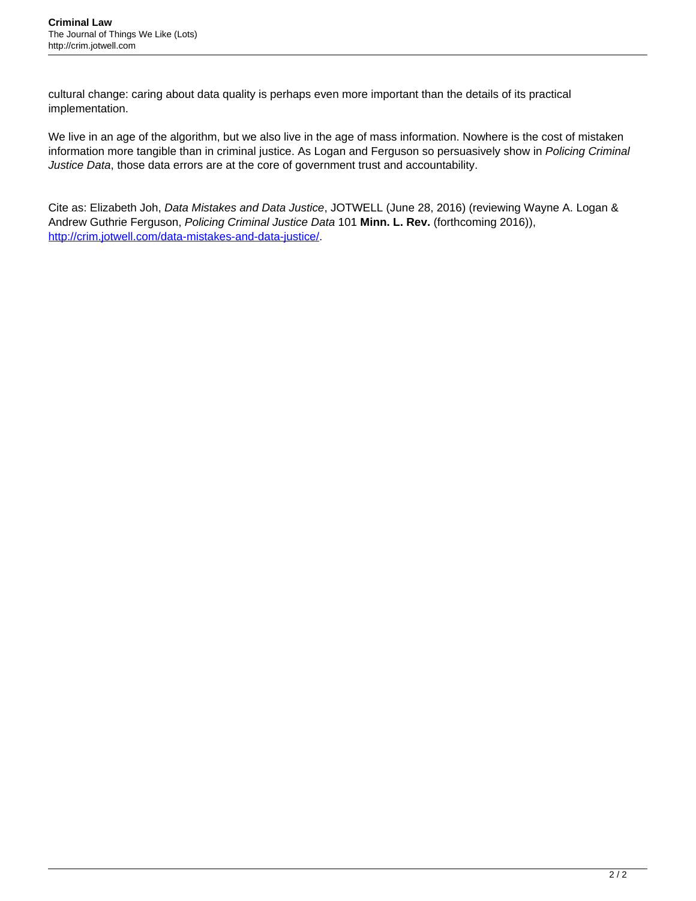cultural change: caring about data quality is perhaps even more important than the details of its practical implementation.

We live in an age of the algorithm, but we also live in the age of mass information. Nowhere is the cost of mistaken information more tangible than in criminal justice. As Logan and Ferguson so persuasively show in *Policing Criminal Justice Data*, those data errors are at the core of government trust and accountability.

Cite as: Elizabeth Joh, *Data Mistakes and Data Justice*, JOTWELL (June 28, 2016) (reviewing Wayne A. Logan & Andrew Guthrie Ferguson, *Policing Criminal Justice Data* 101 **Minn. L. Rev.** (forthcoming 2016)), http://crim.jotwell.com/data-mistakes-and-data-justice/.